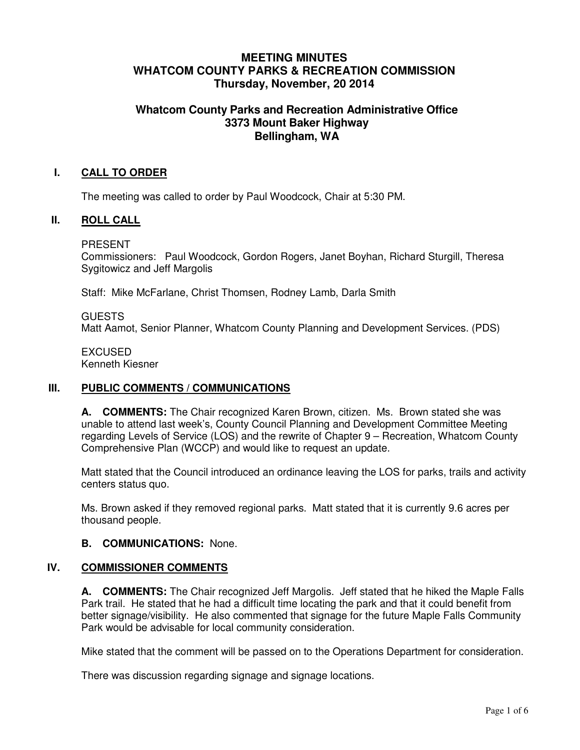# MEETING MINUTES
# WHATCOM COUNTY PARKS & RECREATION COMMISSION
# Thursday, November, 20 2014

## Whatcom County Parks and Recreation Administrative Office
## 3373 Mount Baker Highway
## Bellingham, WA

### I. CALL TO ORDER

The meeting was called to order by Paul Woodcock, Chair at 5:30 PM.

### II. ROLL CALL

PRESENT
Commissioners: Paul Woodcock, Gordon Rogers, Janet Boyhan, Richard Sturgill, Theresa Sygitowicz and Jeff Margolis

Staff: Mike McFarlane, Christ Thomsen, Rodney Lamb, Darla Smith

GUESTS
Matt Aamot, Senior Planner, Whatcom County Planning and Development Services. (PDS)

EXCUSED
Kenneth Kiesner

### III. PUBLIC COMMENTS / COMMUNICATIONS

**A. COMMENTS:** The Chair recognized Karen Brown, citizen. Ms. Brown stated she was unable to attend last week's, County Council Planning and Development Committee Meeting regarding Levels of Service (LOS) and the rewrite of Chapter 9 – Recreation, Whatcom County Comprehensive Plan (WCCP) and would like to request an update.

Matt stated that the Council introduced an ordinance leaving the LOS for parks, trails and activity centers status quo.

Ms. Brown asked if they removed regional parks. Matt stated that it is currently 9.6 acres per thousand people.

**B. COMMUNICATIONS:** None.

### IV. COMMISSIONER COMMENTS

**A. COMMENTS:** The Chair recognized Jeff Margolis. Jeff stated that he hiked the Maple Falls Park trail. He stated that he had a difficult time locating the park and that it could benefit from better signage/visibility. He also commented that signage for the future Maple Falls Community Park would be advisable for local community consideration.

Mike stated that the comment will be passed on to the Operations Department for consideration.

There was discussion regarding signage and signage locations.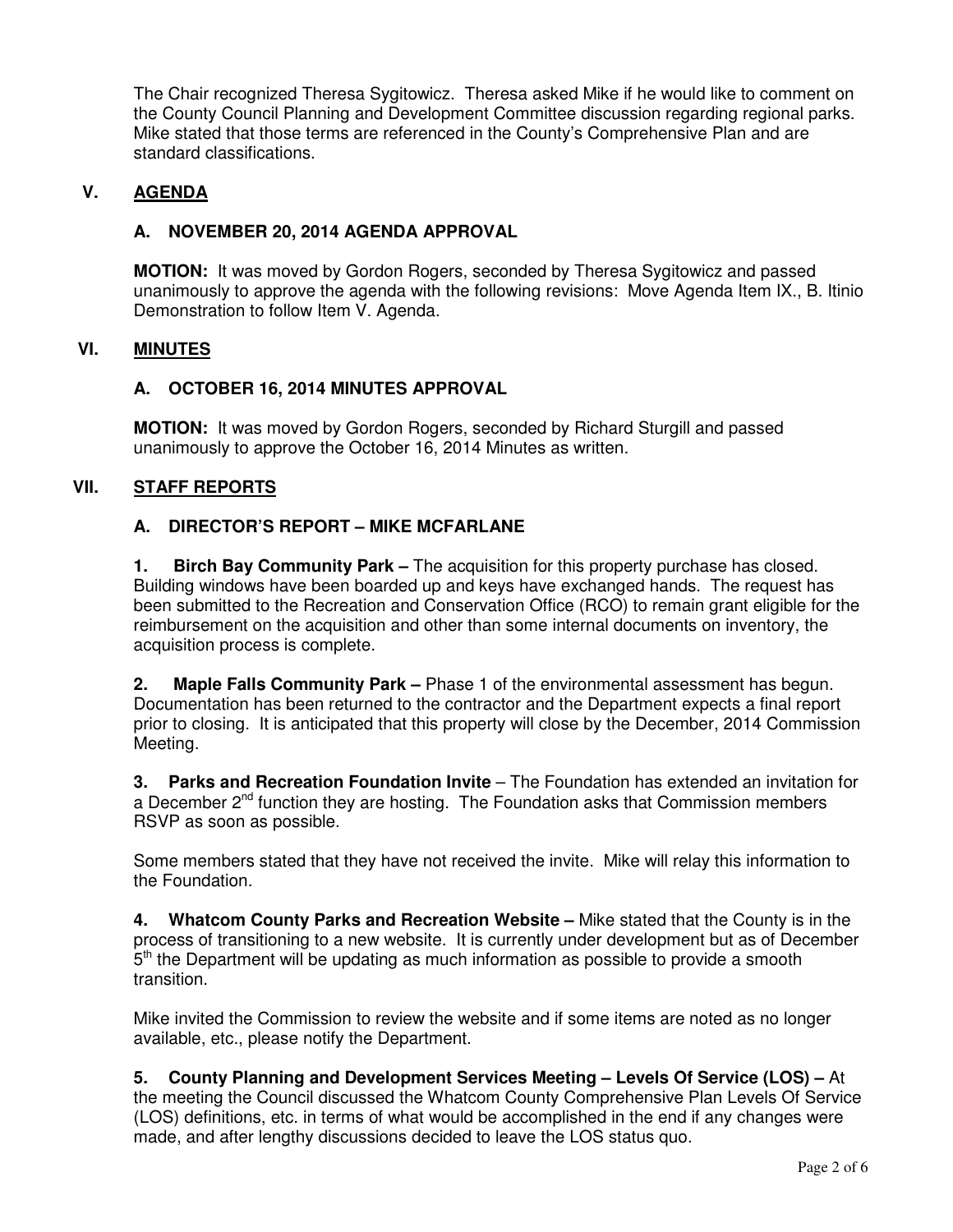The Chair recognized Theresa Sygitowicz. Theresa asked Mike if he would like to comment on the County Council Planning and Development Committee discussion regarding regional parks. Mike stated that those terms are referenced in the County's Comprehensive Plan and are standard classifications.

## V. AGENDA

### A. NOVEMBER 20, 2014 AGENDA APPROVAL

**MOTION:** It was moved by Gordon Rogers, seconded by Theresa Sygitowicz and passed unanimously to approve the agenda with the following revisions: Move Agenda Item IX., B. Itinio Demonstration to follow Item V. Agenda.

## VI. MINUTES

### A. OCTOBER 16, 2014 MINUTES APPROVAL

**MOTION:** It was moved by Gordon Rogers, seconded by Richard Sturgill and passed unanimously to approve the October 16, 2014 Minutes as written.

## VII. STAFF REPORTS

### A. DIRECTOR'S REPORT – MIKE MCFARLANE

**1. Birch Bay Community Park –** The acquisition for this property purchase has closed. Building windows have been boarded up and keys have exchanged hands. The request has been submitted to the Recreation and Conservation Office (RCO) to remain grant eligible for the reimbursement on the acquisition and other than some internal documents on inventory, the acquisition process is complete.

**2. Maple Falls Community Park –** Phase 1 of the environmental assessment has begun. Documentation has been returned to the contractor and the Department expects a final report prior to closing. It is anticipated that this property will close by the December, 2014 Commission Meeting.

**3. Parks and Recreation Foundation Invite** – The Foundation has extended an invitation for a December 2nd function they are hosting. The Foundation asks that Commission members RSVP as soon as possible.

Some members stated that they have not received the invite. Mike will relay this information to the Foundation.

**4. Whatcom County Parks and Recreation Website –** Mike stated that the County is in the process of transitioning to a new website. It is currently under development but as of December 5th the Department will be updating as much information as possible to provide a smooth transition.

Mike invited the Commission to review the website and if some items are noted as no longer available, etc., please notify the Department.

**5. County Planning and Development Services Meeting – Levels Of Service (LOS) –** At the meeting the Council discussed the Whatcom County Comprehensive Plan Levels Of Service (LOS) definitions, etc. in terms of what would be accomplished in the end if any changes were made, and after lengthy discussions decided to leave the LOS status quo.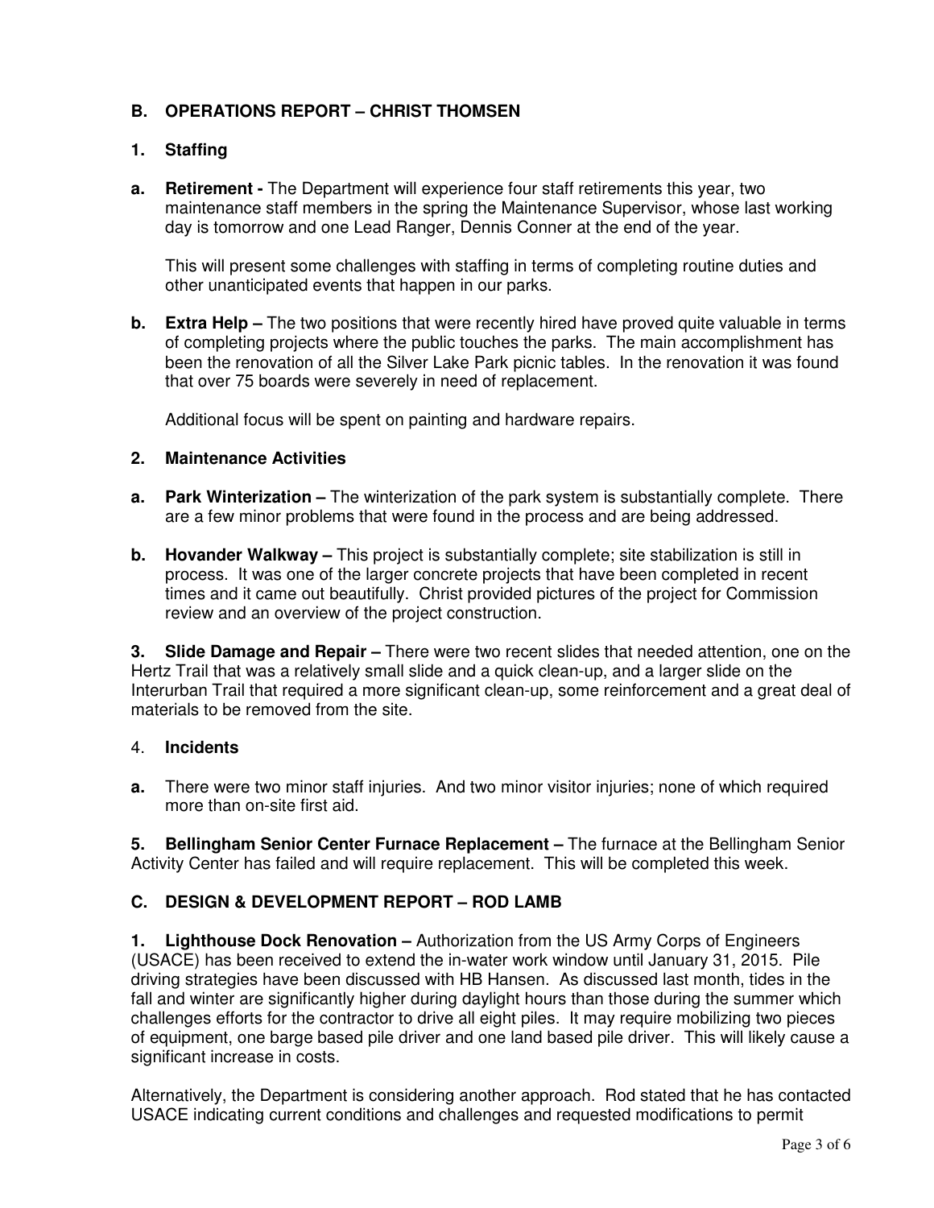## B. OPERATIONS REPORT – CHRIST THOMSEN

### 1. Staffing

**a. Retirement -** The Department will experience four staff retirements this year, two maintenance staff members in the spring the Maintenance Supervisor, whose last working day is tomorrow and one Lead Ranger, Dennis Conner at the end of the year.

This will present some challenges with staffing in terms of completing routine duties and other unanticipated events that happen in our parks.

**b. Extra Help –** The two positions that were recently hired have proved quite valuable in terms of completing projects where the public touches the parks. The main accomplishment has been the renovation of all the Silver Lake Park picnic tables. In the renovation it was found that over 75 boards were severely in need of replacement.

Additional focus will be spent on painting and hardware repairs.

### 2. Maintenance Activities

**a. Park Winterization –** The winterization of the park system is substantially complete. There are a few minor problems that were found in the process and are being addressed.

**b. Hovander Walkway –** This project is substantially complete; site stabilization is still in process. It was one of the larger concrete projects that have been completed in recent times and it came out beautifully. Christ provided pictures of the project for Commission review and an overview of the project construction.

**3. Slide Damage and Repair –** There were two recent slides that needed attention, one on the Hertz Trail that was a relatively small slide and a quick clean-up, and a larger slide on the Interurban Trail that required a more significant clean-up, some reinforcement and a great deal of materials to be removed from the site.

### 4. Incidents

**a.** There were two minor staff injuries. And two minor visitor injuries; none of which required more than on-site first aid.

**5. Bellingham Senior Center Furnace Replacement –** The furnace at the Bellingham Senior Activity Center has failed and will require replacement. This will be completed this week.

## C. DESIGN & DEVELOPMENT REPORT – ROD LAMB

**1. Lighthouse Dock Renovation –** Authorization from the US Army Corps of Engineers (USACE) has been received to extend the in-water work window until January 31, 2015. Pile driving strategies have been discussed with HB Hansen. As discussed last month, tides in the fall and winter are significantly higher during daylight hours than those during the summer which challenges efforts for the contractor to drive all eight piles. It may require mobilizing two pieces of equipment, one barge based pile driver and one land based pile driver. This will likely cause a significant increase in costs.

Alternatively, the Department is considering another approach. Rod stated that he has contacted USACE indicating current conditions and challenges and requested modifications to permit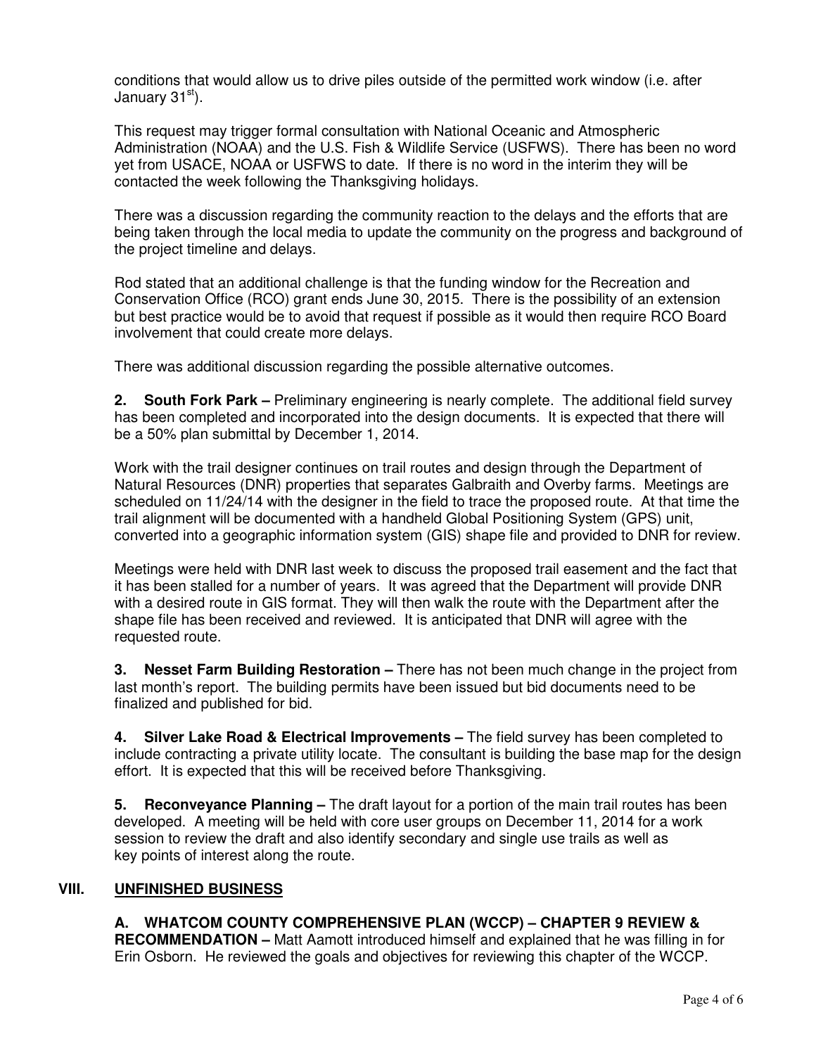conditions that would allow us to drive piles outside of the permitted work window (i.e. after January 31st).

This request may trigger formal consultation with National Oceanic and Atmospheric Administration (NOAA) and the U.S. Fish & Wildlife Service (USFWS). There has been no word yet from USACE, NOAA or USFWS to date. If there is no word in the interim they will be contacted the week following the Thanksgiving holidays.

There was a discussion regarding the community reaction to the delays and the efforts that are being taken through the local media to update the community on the progress and background of the project timeline and delays.

Rod stated that an additional challenge is that the funding window for the Recreation and Conservation Office (RCO) grant ends June 30, 2015. There is the possibility of an extension but best practice would be to avoid that request if possible as it would then require RCO Board involvement that could create more delays.

There was additional discussion regarding the possible alternative outcomes.

**2. South Fork Park –** Preliminary engineering is nearly complete. The additional field survey has been completed and incorporated into the design documents. It is expected that there will be a 50% plan submittal by December 1, 2014.

Work with the trail designer continues on trail routes and design through the Department of Natural Resources (DNR) properties that separates Galbraith and Overby farms. Meetings are scheduled on 11/24/14 with the designer in the field to trace the proposed route. At that time the trail alignment will be documented with a handheld Global Positioning System (GPS) unit, converted into a geographic information system (GIS) shape file and provided to DNR for review.

Meetings were held with DNR last week to discuss the proposed trail easement and the fact that it has been stalled for a number of years. It was agreed that the Department will provide DNR with a desired route in GIS format. They will then walk the route with the Department after the shape file has been received and reviewed. It is anticipated that DNR will agree with the requested route.

**3. Nesset Farm Building Restoration –** There has not been much change in the project from last month's report. The building permits have been issued but bid documents need to be finalized and published for bid.

**4. Silver Lake Road & Electrical Improvements –** The field survey has been completed to include contracting a private utility locate. The consultant is building the base map for the design effort. It is expected that this will be received before Thanksgiving.

**5. Reconveyance Planning –** The draft layout for a portion of the main trail routes has been developed. A meeting will be held with core user groups on December 11, 2014 for a work session to review the draft and also identify secondary and single use trails as well as key points of interest along the route.

## VIII. UNFINISHED BUSINESS

**A. WHATCOM COUNTY COMPREHENSIVE PLAN (WCCP) – CHAPTER 9 REVIEW & RECOMMENDATION –** Matt Aamott introduced himself and explained that he was filling in for Erin Osborn. He reviewed the goals and objectives for reviewing this chapter of the WCCP.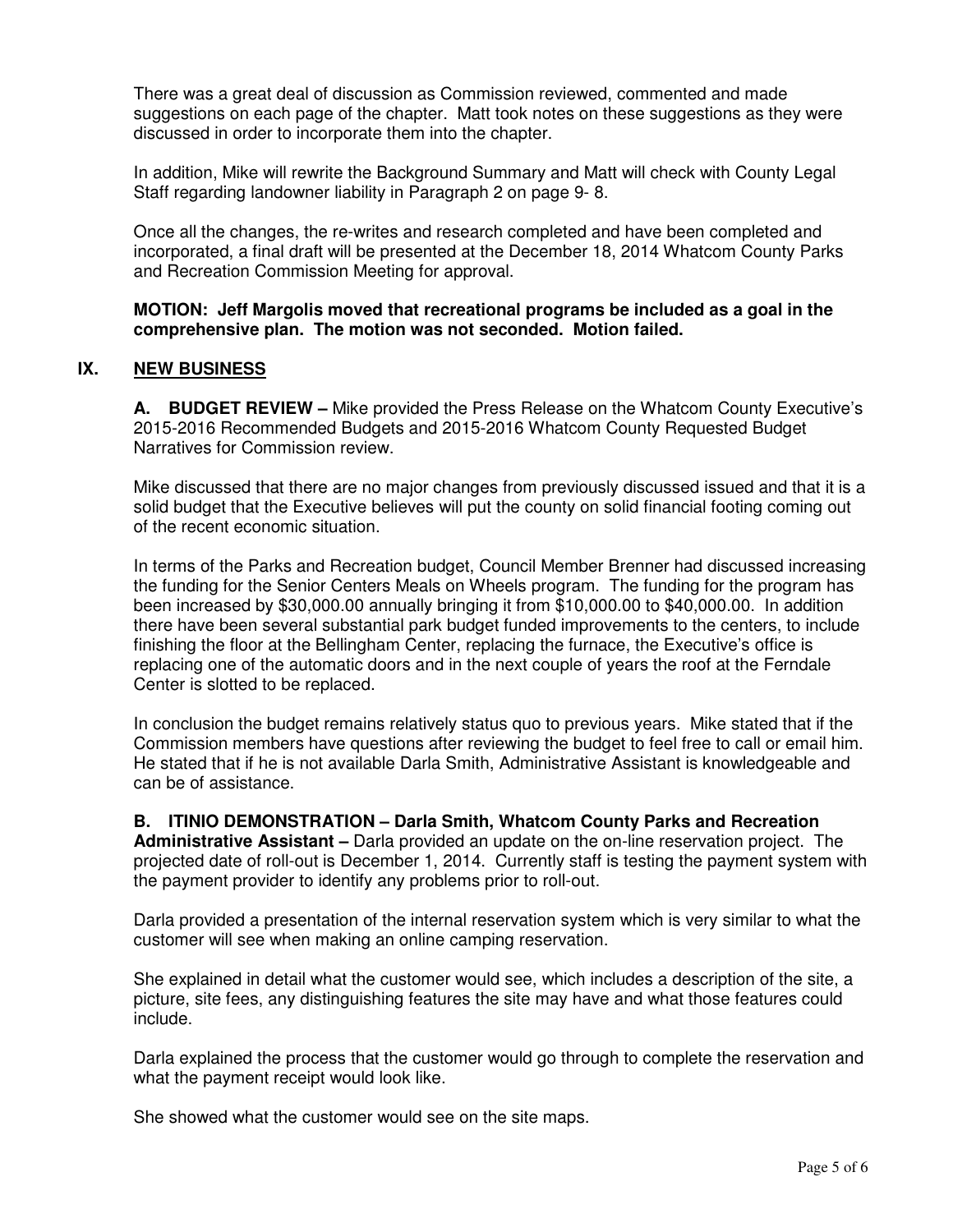There was a great deal of discussion as Commission reviewed, commented and made suggestions on each page of the chapter. Matt took notes on these suggestions as they were discussed in order to incorporate them into the chapter.

In addition, Mike will rewrite the Background Summary and Matt will check with County Legal Staff regarding landowner liability in Paragraph 2 on page 9- 8.

Once all the changes, the re-writes and research completed and have been completed and incorporated, a final draft will be presented at the December 18, 2014 Whatcom County Parks and Recreation Commission Meeting for approval.

**MOTION: Jeff Margolis moved that recreational programs be included as a goal in the comprehensive plan. The motion was not seconded. Motion failed.**

## IX. NEW BUSINESS

**A. BUDGET REVIEW –** Mike provided the Press Release on the Whatcom County Executive's 2015-2016 Recommended Budgets and 2015-2016 Whatcom County Requested Budget Narratives for Commission review.

Mike discussed that there are no major changes from previously discussed issued and that it is a solid budget that the Executive believes will put the county on solid financial footing coming out of the recent economic situation.

In terms of the Parks and Recreation budget, Council Member Brenner had discussed increasing the funding for the Senior Centers Meals on Wheels program. The funding for the program has been increased by $30,000.00 annually bringing it from $10,000.00 to $40,000.00. In addition there have been several substantial park budget funded improvements to the centers, to include finishing the floor at the Bellingham Center, replacing the furnace, the Executive's office is replacing one of the automatic doors and in the next couple of years the roof at the Ferndale Center is slotted to be replaced.

In conclusion the budget remains relatively status quo to previous years. Mike stated that if the Commission members have questions after reviewing the budget to feel free to call or email him. He stated that if he is not available Darla Smith, Administrative Assistant is knowledgeable and can be of assistance.

**B. ITINIO DEMONSTRATION – Darla Smith, Whatcom County Parks and Recreation Administrative Assistant –** Darla provided an update on the on-line reservation project. The projected date of roll-out is December 1, 2014. Currently staff is testing the payment system with the payment provider to identify any problems prior to roll-out.

Darla provided a presentation of the internal reservation system which is very similar to what the customer will see when making an online camping reservation.

She explained in detail what the customer would see, which includes a description of the site, a picture, site fees, any distinguishing features the site may have and what those features could include.

Darla explained the process that the customer would go through to complete the reservation and what the payment receipt would look like.

She showed what the customer would see on the site maps.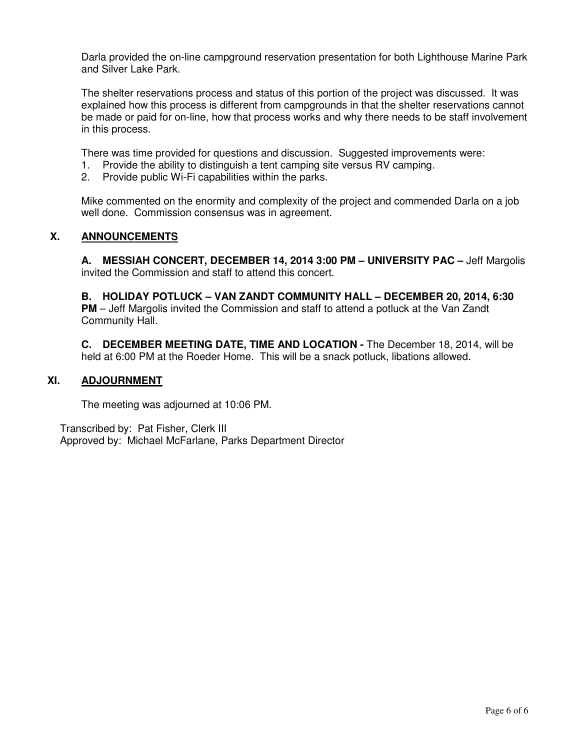Darla provided the on-line campground reservation presentation for both Lighthouse Marine Park and Silver Lake Park.

The shelter reservations process and status of this portion of the project was discussed. It was explained how this process is different from campgrounds in that the shelter reservations cannot be made or paid for on-line, how that process works and why there needs to be staff involvement in this process.

There was time provided for questions and discussion. Suggested improvements were:

1. Provide the ability to distinguish a tent camping site versus RV camping.
2. Provide public Wi-Fi capabilities within the parks.

Mike commented on the enormity and complexity of the project and commended Darla on a job well done. Commission consensus was in agreement.

## X. ANNOUNCEMENTS

**A. MESSIAH CONCERT, DECEMBER 14, 2014 3:00 PM – UNIVERSITY PAC –** Jeff Margolis invited the Commission and staff to attend this concert.

**B. HOLIDAY POTLUCK – VAN ZANDT COMMUNITY HALL – DECEMBER 20, 2014, 6:30 PM** – Jeff Margolis invited the Commission and staff to attend a potluck at the Van Zandt Community Hall.

**C. DECEMBER MEETING DATE, TIME AND LOCATION -** The December 18, 2014, will be held at 6:00 PM at the Roeder Home. This will be a snack potluck, libations allowed.

## XI. ADJOURNMENT

The meeting was adjourned at 10:06 PM.

Transcribed by: Pat Fisher, Clerk III
Approved by: Michael McFarlane, Parks Department Director